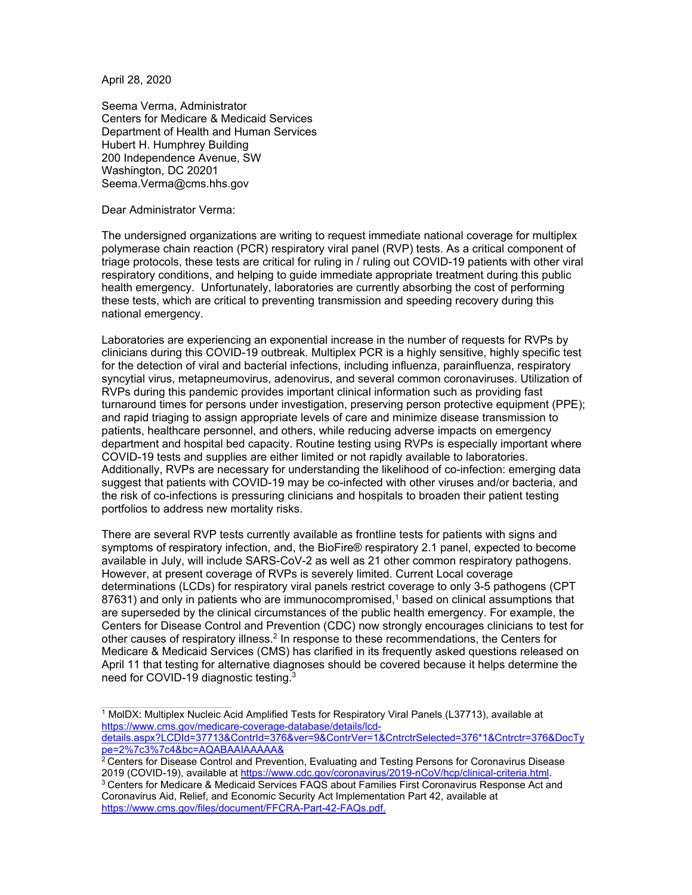April 28, 2020

Seema Verma, Administrator
Centers for Medicare & Medicaid Services
Department of Health and Human Services
Hubert H. Humphrey Building
200 Independence Avenue, SW
Washington, DC 20201
Seema.Verma@cms.hhs.gov

Dear Administrator Verma:

The undersigned organizations are writing to request immediate national coverage for multiplex polymerase chain reaction (PCR) respiratory viral panel (RVP) tests. As a critical component of triage protocols, these tests are critical for ruling in / ruling out COVID-19 patients with other viral respiratory conditions, and helping to guide immediate appropriate treatment during this public health emergency. Unfortunately, laboratories are currently absorbing the cost of performing these tests, which are critical to preventing transmission and speeding recovery during this national emergency.

Laboratories are experiencing an exponential increase in the number of requests for RVPs by clinicians during this COVID-19 outbreak. Multiplex PCR is a highly sensitive, highly specific test for the detection of viral and bacterial infections, including influenza, parainfluenza, respiratory syncytial virus, metapneumovirus, adenovirus, and several common coronaviruses. Utilization of RVPs during this pandemic provides important clinical information such as providing fast turnaround times for persons under investigation, preserving person protective equipment (PPE); and rapid triaging to assign appropriate levels of care and minimize disease transmission to patients, healthcare personnel, and others, while reducing adverse impacts on emergency department and hospital bed capacity. Routine testing using RVPs is especially important where COVID-19 tests and supplies are either limited or not rapidly available to laboratories. Additionally, RVPs are necessary for understanding the likelihood of co-infection: emerging data suggest that patients with COVID-19 may be co-infected with other viruses and/or bacteria, and the risk of co-infections is pressuring clinicians and hospitals to broaden their patient testing portfolios to address new mortality risks.

There are several RVP tests currently available as frontline tests for patients with signs and symptoms of respiratory infection, and, the BioFire® respiratory 2.1 panel, expected to become available in July, will include SARS-CoV-2 as well as 21 other common respiratory pathogens. However, at present coverage of RVPs is severely limited. Current Local coverage determinations (LCDs) for respiratory viral panels restrict coverage to only 3-5 pathogens (CPT 87631) and only in patients who are immunocompromised,[1] based on clinical assumptions that are superseded by the clinical circumstances of the public health emergency. For example, the Centers for Disease Control and Prevention (CDC) now strongly encourages clinicians to test for other causes of respiratory illness.[2] In response to these recommendations, the Centers for Medicare & Medicaid Services (CMS) has clarified in its frequently asked questions released on April 11 that testing for alternative diagnoses should be covered because it helps determine the need for COVID-19 diagnostic testing.[3]

---

[1] MolDX: Multiplex Nucleic Acid Amplified Tests for Respiratory Viral Panels (L37713), available at https://www.cms.gov/medicare-coverage-database/details/lcd-details.aspx?LCDId=37713&ContrId=376&ver=9&ContrVer=1&CntrctrSelected=376*1&Cntrctr=376&DocType=2%7c3%7c4&bc=AQABAAIAAAAA&

[2] Centers for Disease Control and Prevention, Evaluating and Testing Persons for Coronavirus Disease 2019 (COVID-19), available at https://www.cdc.gov/coronavirus/2019-nCoV/hcp/clinical-criteria.html.

[3] Centers for Medicare & Medicaid Services FAQS about Families First Coronavirus Response Act and Coronavirus Aid, Relief, and Economic Security Act Implementation Part 42, available at https://www.cms.gov/files/document/FFCRA-Part-42-FAQs.pdf.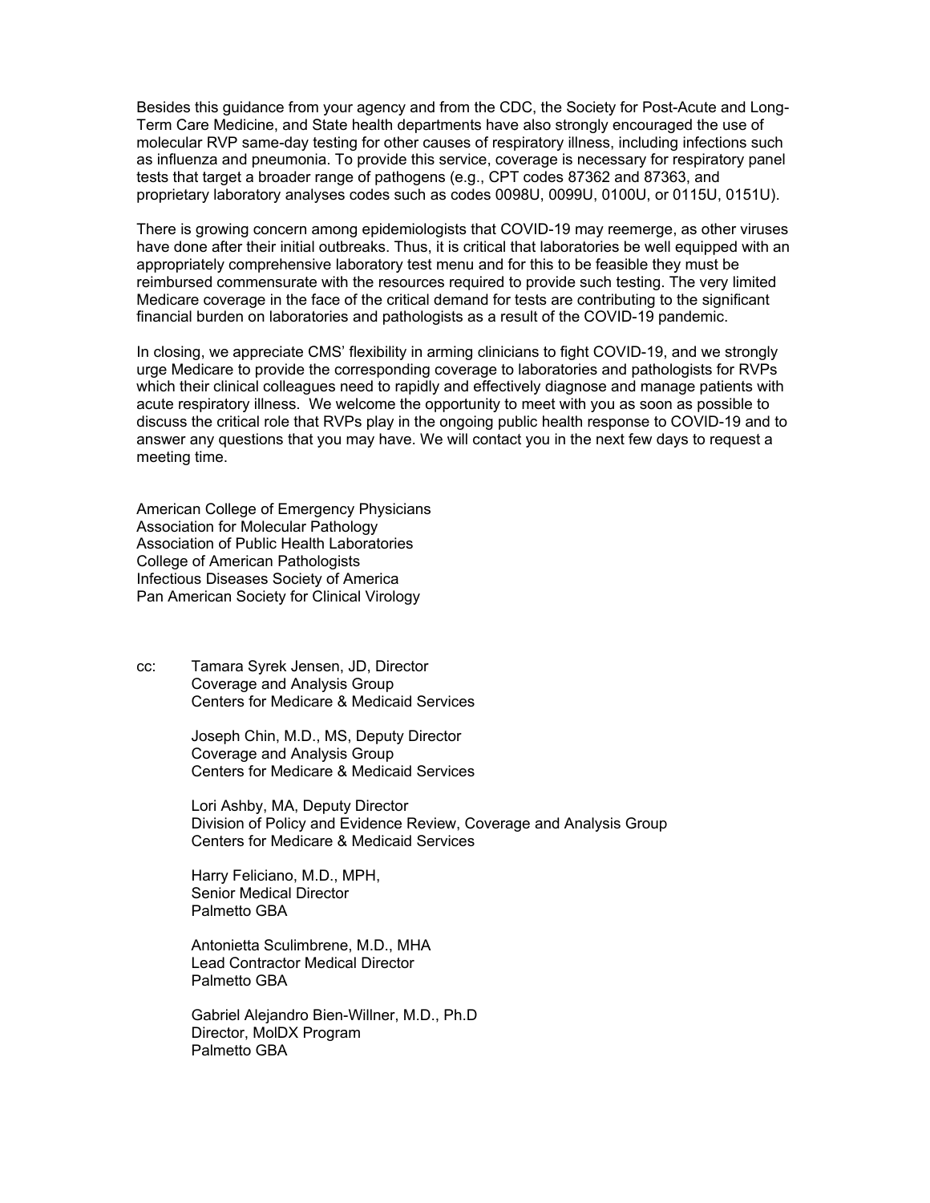Besides this guidance from your agency and from the CDC, the Society for Post-Acute and Long-Term Care Medicine, and State health departments have also strongly encouraged the use of molecular RVP same-day testing for other causes of respiratory illness, including infections such as influenza and pneumonia. To provide this service, coverage is necessary for respiratory panel tests that target a broader range of pathogens (e.g., CPT codes 87362 and 87363, and proprietary laboratory analyses codes such as codes 0098U, 0099U, 0100U, or 0115U, 0151U).

There is growing concern among epidemiologists that COVID-19 may reemerge, as other viruses have done after their initial outbreaks. Thus, it is critical that laboratories be well equipped with an appropriately comprehensive laboratory test menu and for this to be feasible they must be reimbursed commensurate with the resources required to provide such testing. The very limited Medicare coverage in the face of the critical demand for tests are contributing to the significant financial burden on laboratories and pathologists as a result of the COVID-19 pandemic.

In closing, we appreciate CMS' flexibility in arming clinicians to fight COVID-19, and we strongly urge Medicare to provide the corresponding coverage to laboratories and pathologists for RVPs which their clinical colleagues need to rapidly and effectively diagnose and manage patients with acute respiratory illness. We welcome the opportunity to meet with you as soon as possible to discuss the critical role that RVPs play in the ongoing public health response to COVID-19 and to answer any questions that you may have. We will contact you in the next few days to request a meeting time.

American College of Emergency Physicians
Association for Molecular Pathology
Association of Public Health Laboratories
College of American Pathologists
Infectious Diseases Society of America
Pan American Society for Clinical Virology

cc: Tamara Syrek Jensen, JD, Director
Coverage and Analysis Group
Centers for Medicare & Medicaid Services

Joseph Chin, M.D., MS, Deputy Director
Coverage and Analysis Group
Centers for Medicare & Medicaid Services

Lori Ashby, MA, Deputy Director
Division of Policy and Evidence Review, Coverage and Analysis Group
Centers for Medicare & Medicaid Services

Harry Feliciano, M.D., MPH,
Senior Medical Director
Palmetto GBA

Antonietta Sculimbrene, M.D., MHA
Lead Contractor Medical Director
Palmetto GBA

Gabriel Alejandro Bien-Willner, M.D., Ph.D
Director, MolDX Program
Palmetto GBA